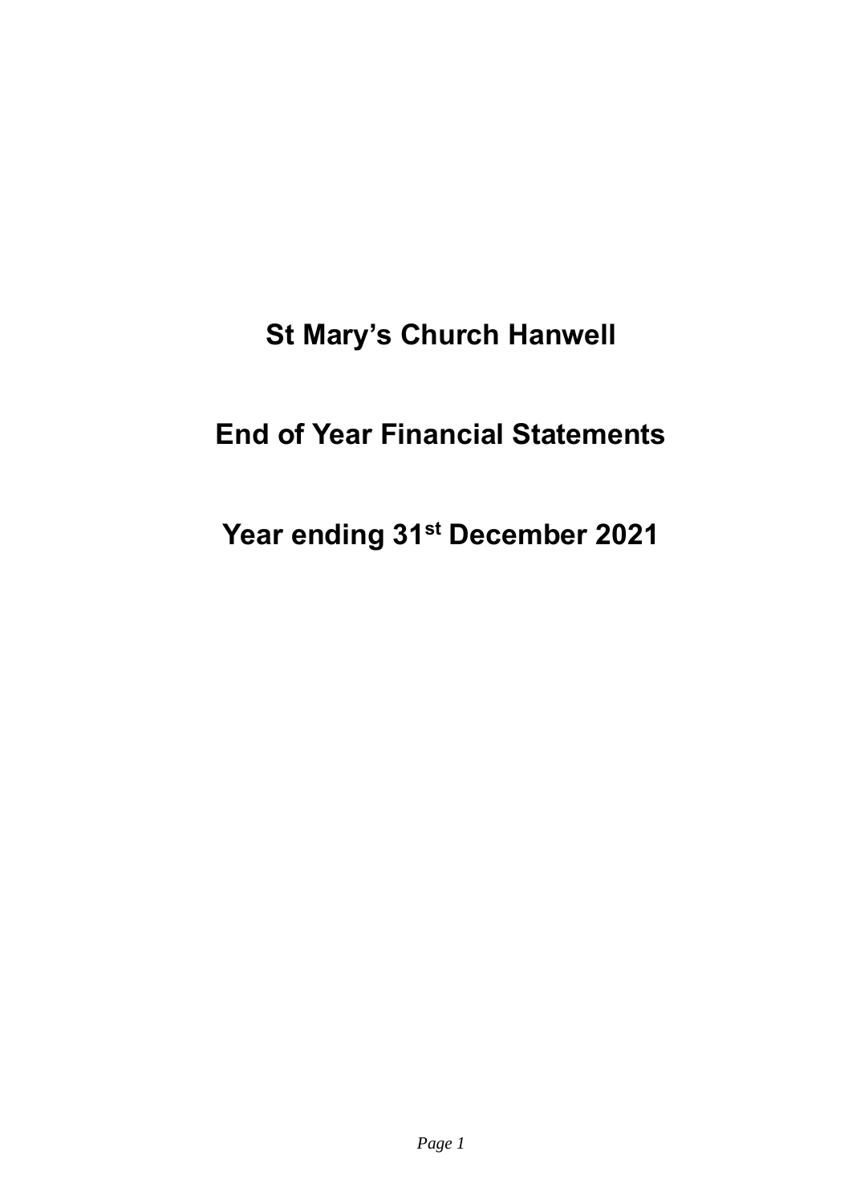# St Mary's Church Hanwell

# End of Year Financial Statements

# Year ending 31st December 2021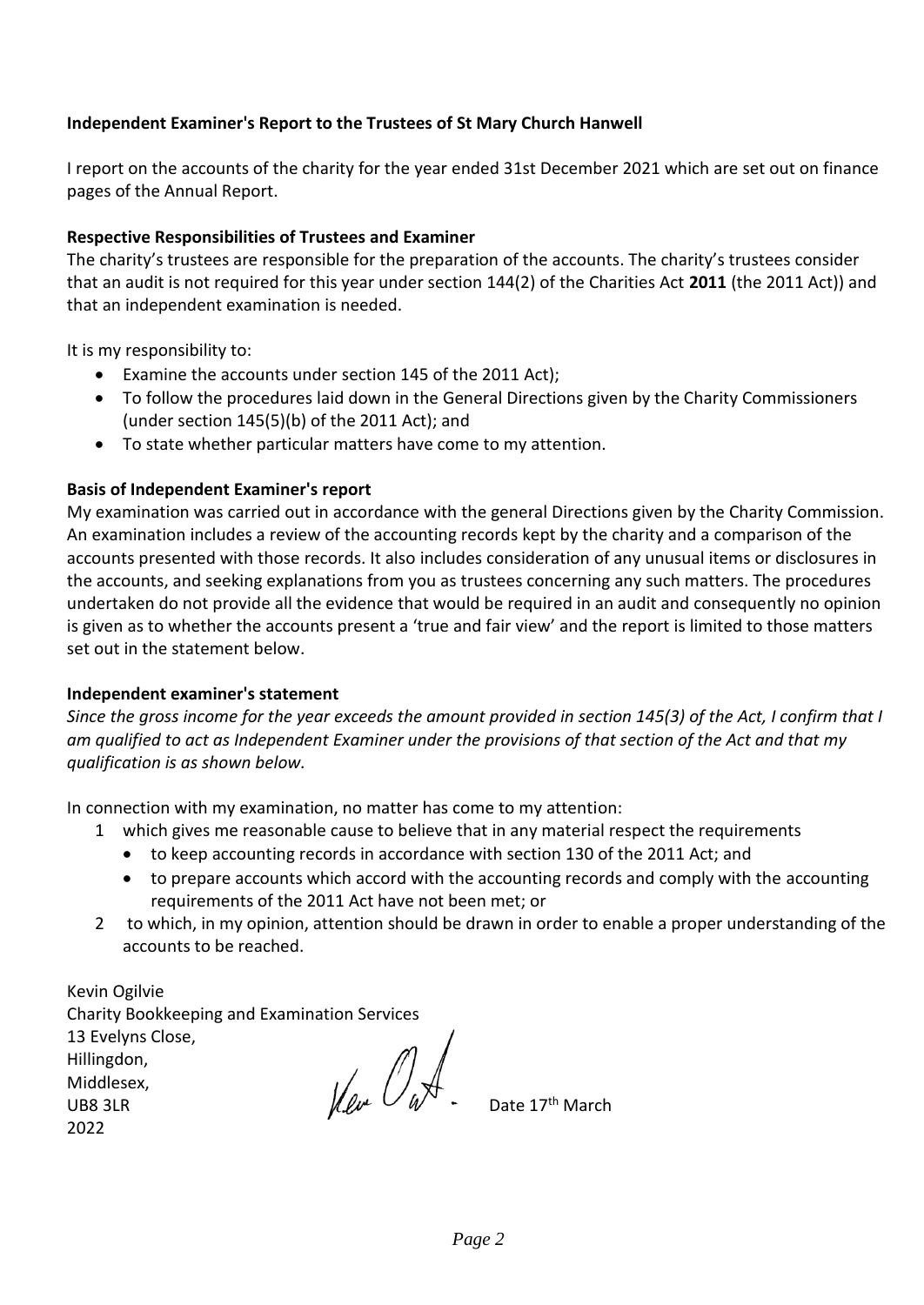**Independent Examiner's Report to the Trustees of St Mary Church Hanwell**

I report on the accounts of the charity for the year ended 31st December 2021 which are set out on finance pages of the Annual Report.

**Respective Responsibilities of Trustees and Examiner**

The charity's trustees are responsible for the preparation of the accounts. The charity's trustees consider that an audit is not required for this year under section 144(2) of the Charities Act **2011** (the 2011 Act)) and that an independent examination is needed.

It is my responsibility to:

- Examine the accounts under section 145 of the 2011 Act);
- To follow the procedures laid down in the General Directions given by the Charity Commissioners (under section 145(5)(b) of the 2011 Act); and
- To state whether particular matters have come to my attention.

**Basis of Independent Examiner's report**

My examination was carried out in accordance with the general Directions given by the Charity Commission. An examination includes a review of the accounting records kept by the charity and a comparison of the accounts presented with those records. It also includes consideration of any unusual items or disclosures in the accounts, and seeking explanations from you as trustees concerning any such matters. The procedures undertaken do not provide all the evidence that would be required in an audit and consequently no opinion is given as to whether the accounts present a 'true and fair view' and the report is limited to those matters set out in the statement below.

**Independent examiner's statement**

*Since the gross income for the year exceeds the amount provided in section 145(3) of the Act, I confirm that I am qualified to act as Independent Examiner under the provisions of that section of the Act and that my qualification is as shown below.*

In connection with my examination, no matter has come to my attention:

1. which gives me reasonable cause to believe that in any material respect the requirements
   - to keep accounting records in accordance with section 130 of the 2011 Act; and
   - to prepare accounts which accord with the accounting records and comply with the accounting requirements of the 2011 Act have not been met; or
2. to which, in my opinion, attention should be drawn in order to enable a proper understanding of the accounts to be reached.

Kevin Ogilvie
Charity Bookkeeping and Examination Services
13 Evelyns Close,
Hillingdon,
Middlesex,
UB8 3LR
2022

Date 17th March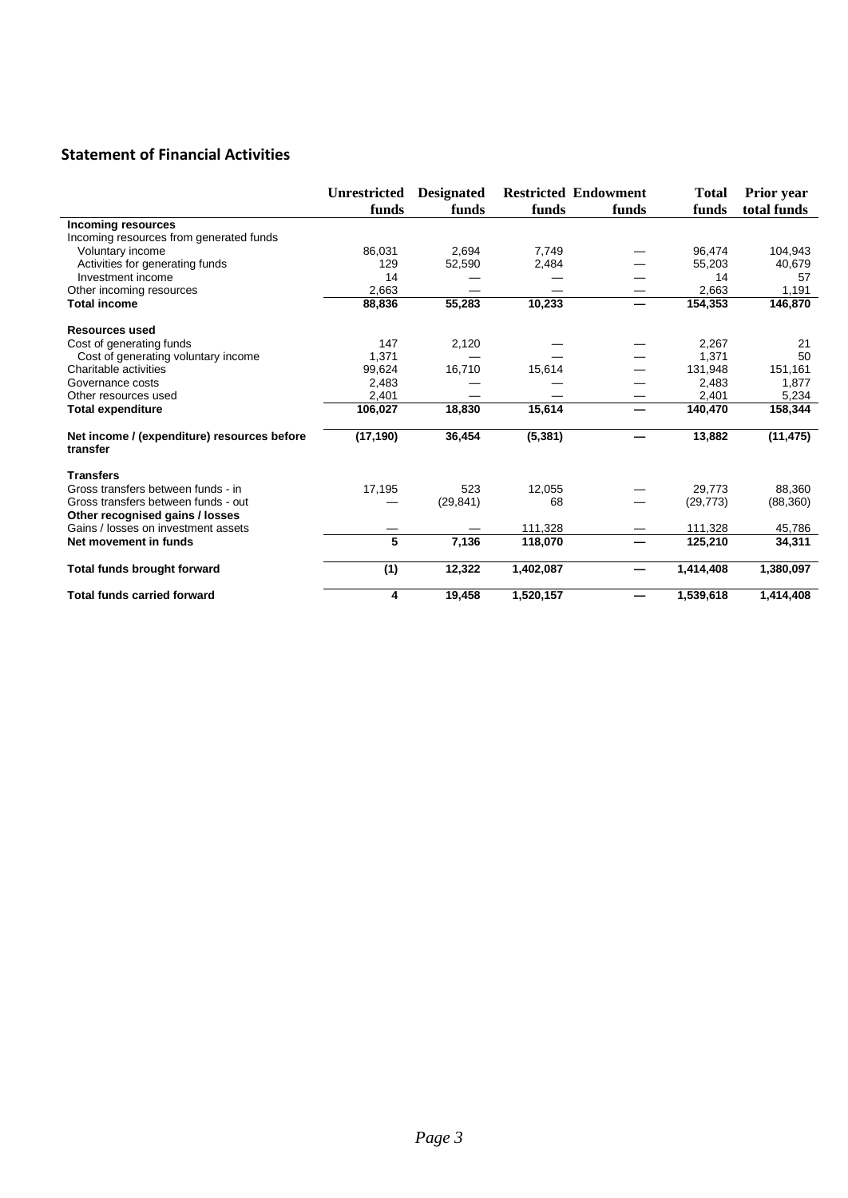## Statement of Financial Activities

| | Unrestricted funds | Designated funds | Restricted funds | Endowment funds | Total funds | Prior year total funds |
|---|---|---|---|---|---|---|
| **Incoming resources** | | | | | | |
| Incoming resources from generated funds | | | | | | |
| Voluntary income | 86,031 | 2,694 | 7,749 | — | 96,474 | 104,943 |
| Activities for generating funds | 129 | 52,590 | 2,484 | — | 55,203 | 40,679 |
| Investment income | 14 | — | — | — | 14 | 57 |
| Other incoming resources | 2,663 | — | — | — | 2,663 | 1,191 |
| **Total income** | **88,836** | **55,283** | **10,233** | **—** | **154,353** | **146,870** |
| **Resources used** | | | | | | |
| Cost of generating funds | 147 | 2,120 | — | — | 2,267 | 21 |
| Cost of generating voluntary income | 1,371 | — | — | — | 1,371 | 50 |
| Charitable activities | 99,624 | 16,710 | 15,614 | — | 131,948 | 151,161 |
| Governance costs | 2,483 | — | — | — | 2,483 | 1,877 |
| Other resources used | 2,401 | — | — | — | 2,401 | 5,234 |
| **Total expenditure** | **106,027** | **18,830** | **15,614** | **—** | **140,470** | **158,344** |
| **Net income / (expenditure) resources before transfer** | **(17,190)** | **36,454** | **(5,381)** | **—** | **13,882** | **(11,475)** |
| **Transfers** | | | | | | |
| Gross transfers between funds - in | 17,195 | 523 | 12,055 | — | 29,773 | 88,360 |
| Gross transfers between funds - out | — | (29,841) | 68 | — | (29,773) | (88,360) |
| **Other recognised gains / losses** | | | | | | |
| Gains / losses on investment assets | — | — | 111,328 | — | 111,328 | 45,786 |
| **Net movement in funds** | **5** | **7,136** | **118,070** | **—** | **125,210** | **34,311** |
| **Total funds brought forward** | **(1)** | **12,322** | **1,402,087** | **—** | **1,414,408** | **1,380,097** |
| **Total funds carried forward** | **4** | **19,458** | **1,520,157** | **—** | **1,539,618** | **1,414,408** |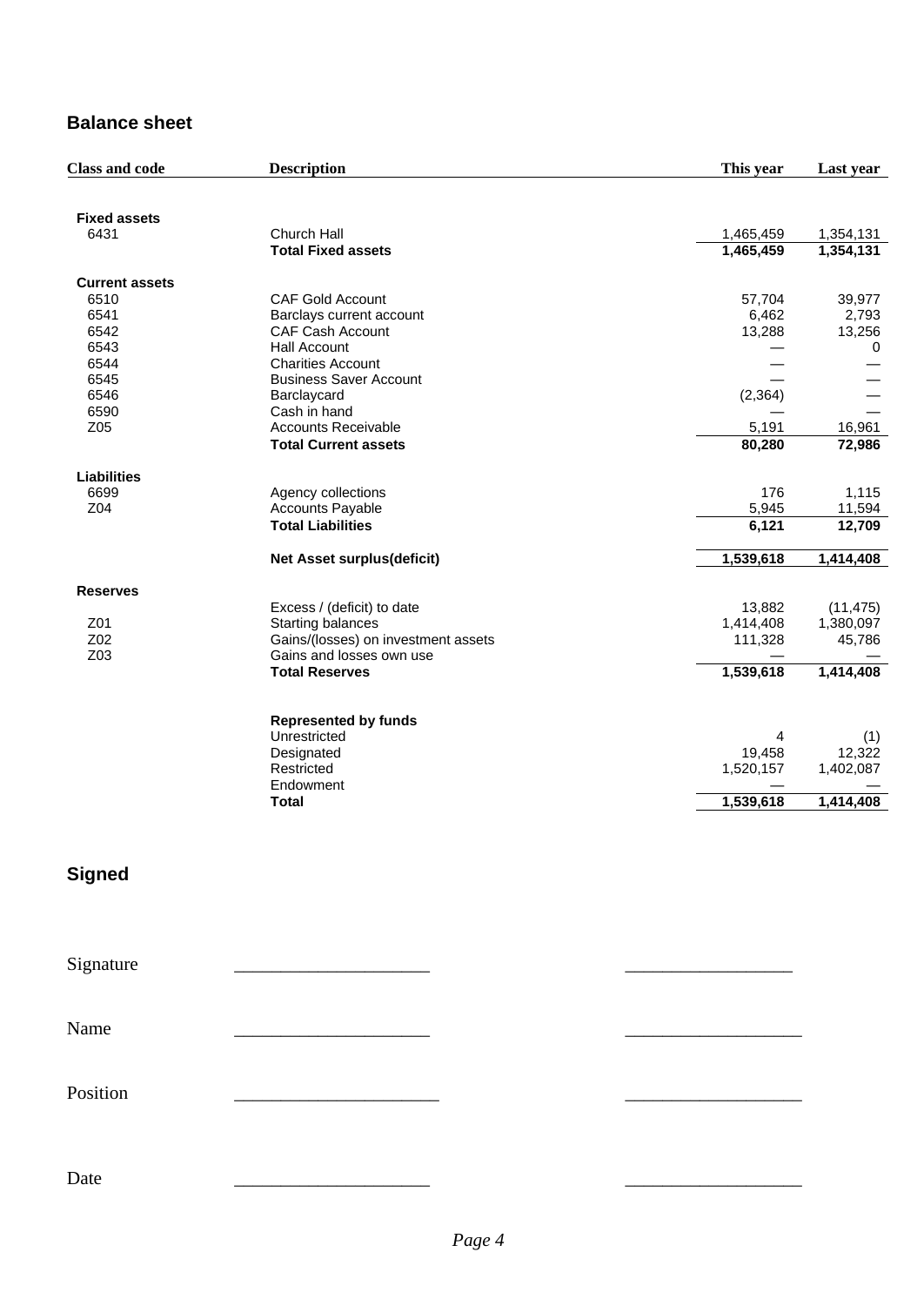## Balance sheet

| Class and code | Description | This year | Last year |
|---|---|---|---|
| **Fixed assets** | | | |
| 6431 | Church Hall | 1,465,459 | 1,354,131 |
| | **Total Fixed assets** | **1,465,459** | **1,354,131** |
| **Current assets** | | | |
| 6510 | CAF Gold Account | 57,704 | 39,977 |
| 6541 | Barclays current account | 6,462 | 2,793 |
| 6542 | CAF Cash Account | 13,288 | 13,256 |
| 6543 | Hall Account | — | 0 |
| 6544 | Charities Account | — | — |
| 6545 | Business Saver Account | — | — |
| 6546 | Barclaycard | (2,364) | — |
| 6590 | Cash in hand | — | — |
| Z05 | Accounts Receivable | 5,191 | 16,961 |
| | **Total Current assets** | **80,280** | **72,986** |
| **Liabilities** | | | |
| 6699 | Agency collections | 176 | 1,115 |
| Z04 | Accounts Payable | 5,945 | 11,594 |
| | **Total Liabilities** | **6,121** | **12,709** |
| | **Net Asset surplus(deficit)** | **1,539,618** | **1,414,408** |
| **Reserves** | | | |
| | Excess / (deficit) to date | 13,882 | (11,475) |
| Z01 | Starting balances | 1,414,408 | 1,380,097 |
| Z02 | Gains/(losses) on investment assets | 111,328 | 45,786 |
| Z03 | Gains and losses own use | — | — |
| | **Total Reserves** | **1,539,618** | **1,414,408** |
| | **Represented by funds** | | |
| | Unrestricted | 4 | (1) |
| | Designated | 19,458 | 12,322 |
| | Restricted | 1,520,157 | 1,402,087 |
| | Endowment | — | — |
| | **Total** | **1,539,618** | **1,414,408** |

## Signed

Signature \_\_\_\_\_\_\_\_\_\_\_\_\_\_\_\_\_\_\_\_\_\_ \_\_\_\_\_\_\_\_\_\_\_\_\_\_\_\_\_\_\_\_

Name \_\_\_\_\_\_\_\_\_\_\_\_\_\_\_\_\_\_\_\_\_\_ \_\_\_\_\_\_\_\_\_\_\_\_\_\_\_\_\_\_\_\_

Position \_\_\_\_\_\_\_\_\_\_\_\_\_\_\_\_\_\_\_\_\_\_ \_\_\_\_\_\_\_\_\_\_\_\_\_\_\_\_\_\_\_\_

Date \_\_\_\_\_\_\_\_\_\_\_\_\_\_\_\_\_\_\_\_\_\_ \_\_\_\_\_\_\_\_\_\_\_\_\_\_\_\_\_\_\_\_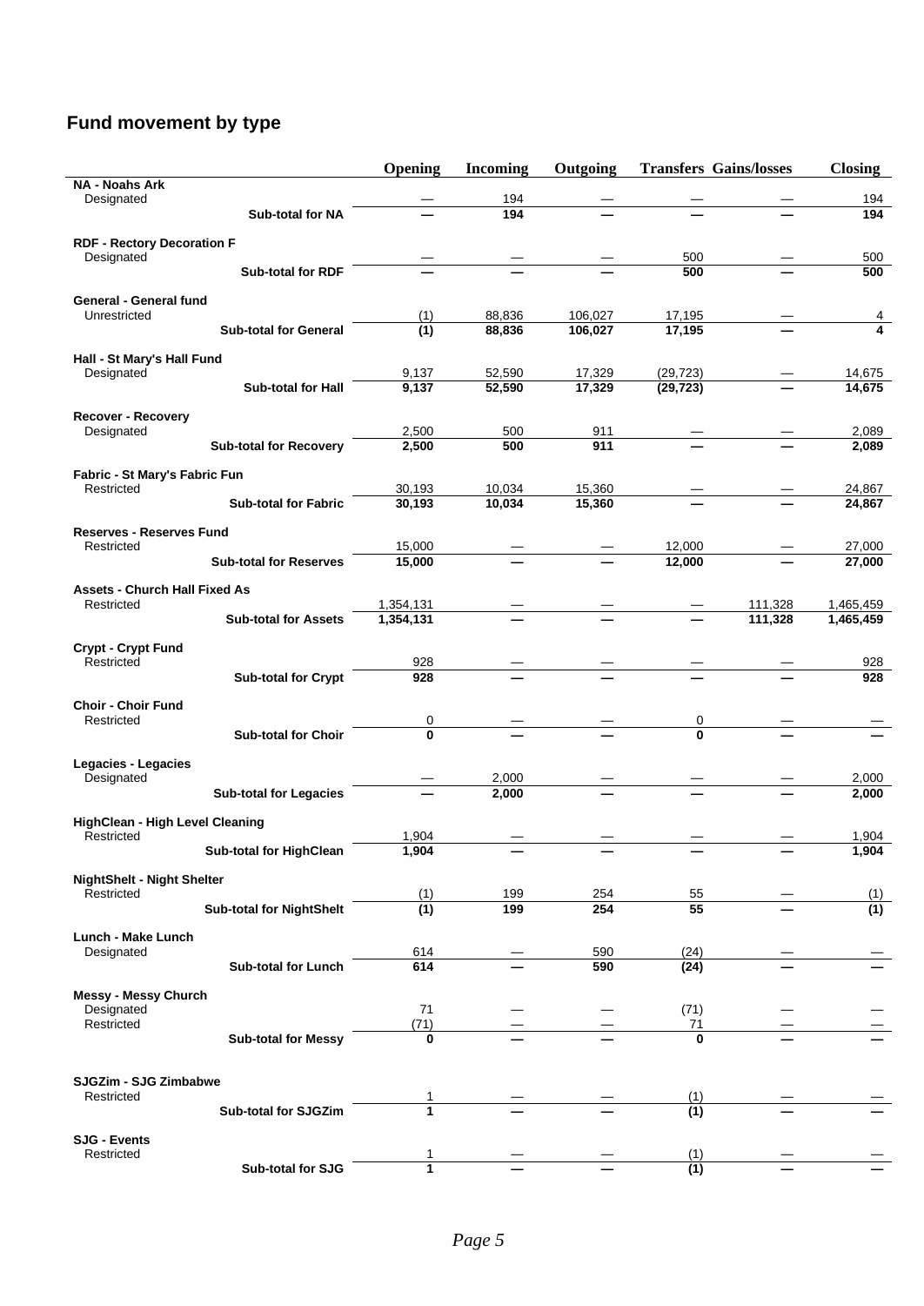## Fund movement by type

| | Opening | Incoming | Outgoing | Transfers | Gains/losses | Closing |
|---|---|---|---|---|---|---|
| **NA - Noahs Ark** | | | | | | |
| Designated | — | 194 | — | — | — | 194 |
| **Sub-total for NA** | **—** | **194** | **—** | **—** | **—** | **194** |
| **RDF - Rectory Decoration F** | | | | | | |
| Designated | — | — | — | 500 | — | 500 |
| **Sub-total for RDF** | **—** | **—** | **—** | **500** | **—** | **500** |
| **General - General fund** | | | | | | |
| Unrestricted | (1) | 88,836 | 106,027 | 17,195 | — | 4 |
| **Sub-total for General** | **(1)** | **88,836** | **106,027** | **17,195** | **—** | **4** |
| **Hall - St Mary's Hall Fund** | | | | | | |
| Designated | 9,137 | 52,590 | 17,329 | (29,723) | — | 14,675 |
| **Sub-total for Hall** | **9,137** | **52,590** | **17,329** | **(29,723)** | **—** | **14,675** |
| **Recover - Recovery** | | | | | | |
| Designated | 2,500 | 500 | 911 | — | — | 2,089 |
| **Sub-total for Recovery** | **2,500** | **500** | **911** | **—** | **—** | **2,089** |
| **Fabric - St Mary's Fabric Fun** | | | | | | |
| Restricted | 30,193 | 10,034 | 15,360 | — | — | 24,867 |
| **Sub-total for Fabric** | **30,193** | **10,034** | **15,360** | **—** | **—** | **24,867** |
| **Reserves - Reserves Fund** | | | | | | |
| Restricted | 15,000 | — | — | 12,000 | — | 27,000 |
| **Sub-total for Reserves** | **15,000** | **—** | **—** | **12,000** | **—** | **27,000** |
| **Assets - Church Hall Fixed As** | | | | | | |
| Restricted | 1,354,131 | — | — | — | 111,328 | 1,465,459 |
| **Sub-total for Assets** | **1,354,131** | **—** | **—** | **—** | **111,328** | **1,465,459** |
| **Crypt - Crypt Fund** | | | | | | |
| Restricted | 928 | — | — | — | — | 928 |
| **Sub-total for Crypt** | **928** | **—** | **—** | **—** | **—** | **928** |
| **Choir - Choir Fund** | | | | | | |
| Restricted | 0 | — | — | 0 | — | — |
| **Sub-total for Choir** | **0** | **—** | **—** | **0** | **—** | **—** |
| **Legacies - Legacies** | | | | | | |
| Designated | — | 2,000 | — | — | — | 2,000 |
| **Sub-total for Legacies** | **—** | **2,000** | **—** | **—** | **—** | **2,000** |
| **HighClean - High Level Cleaning** | | | | | | |
| Restricted | 1,904 | — | — | — | — | 1,904 |
| **Sub-total for HighClean** | **1,904** | **—** | **—** | **—** | **—** | **1,904** |
| **NightShelt - Night Shelter** | | | | | | |
| Restricted | (1) | 199 | 254 | 55 | — | (1) |
| **Sub-total for NightShelt** | **(1)** | **199** | **254** | **55** | **—** | **(1)** |
| **Lunch - Make Lunch** | | | | | | |
| Designated | 614 | — | 590 | (24) | — | — |
| **Sub-total for Lunch** | **614** | **—** | **590** | **(24)** | **—** | **—** |
| **Messy - Messy Church** | | | | | | |
| Designated | 71 | — | — | (71) | — | — |
| Restricted | (71) | — | — | 71 | — | — |
| **Sub-total for Messy** | **0** | **—** | **—** | **0** | **—** | **—** |
| **SJGZim - SJG Zimbabwe** | | | | | | |
| Restricted | 1 | — | — | (1) | — | — |
| **Sub-total for SJGZim** | **1** | **—** | **—** | **(1)** | **—** | **—** |
| **SJG - Events** | | | | | | |
| Restricted | 1 | — | — | (1) | — | — |
| **Sub-total for SJG** | **1** | **—** | **—** | **(1)** | **—** | **—** |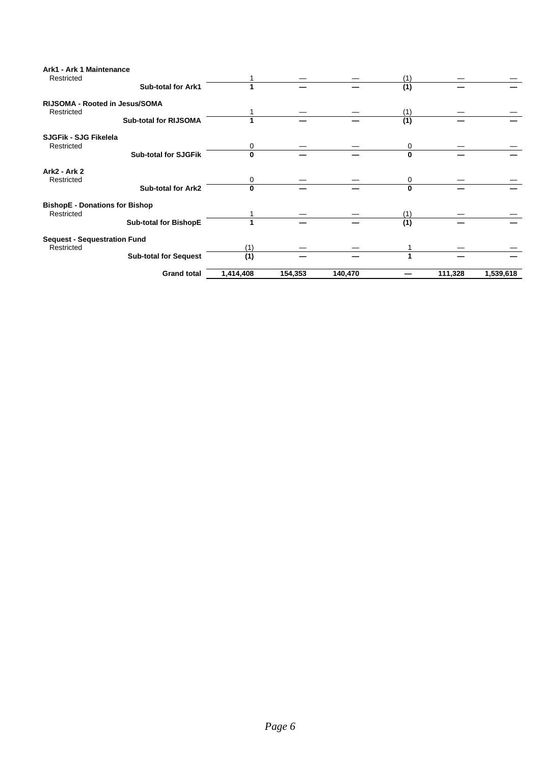| | | | | | | |
|---|---|---|---|---|---|---|
| **Ark1 - Ark 1 Maintenance** | | | | | | |
| Restricted | 1 | — | — | (1) | — | — |
| **Sub-total for Ark1** | **1** | **—** | **—** | **(1)** | **—** | **—** |
| **RIJSOMA - Rooted in Jesus/SOMA** | | | | | | |
| Restricted | 1 | — | — | (1) | — | — |
| **Sub-total for RIJSOMA** | **1** | **—** | **—** | **(1)** | **—** | **—** |
| **SJGFik - SJG Fikelela** | | | | | | |
| Restricted | 0 | — | — | 0 | — | — |
| **Sub-total for SJGFik** | **0** | **—** | **—** | **0** | **—** | **—** |
| **Ark2 - Ark 2** | | | | | | |
| Restricted | 0 | — | — | 0 | — | — |
| **Sub-total for Ark2** | **0** | **—** | **—** | **0** | **—** | **—** |
| **BishopE - Donations for Bishop** | | | | | | |
| Restricted | 1 | — | — | (1) | — | — |
| **Sub-total for BishopE** | **1** | **—** | **—** | **(1)** | **—** | **—** |
| **Sequest - Sequestration Fund** | | | | | | |
| Restricted | (1) | — | — | 1 | — | — |
| **Sub-total for Sequest** | **(1)** | **—** | **—** | **1** | **—** | **—** |
| **Grand total** | **1,414,408** | **154,353** | **140,470** | **—** | **111,328** | **1,539,618** |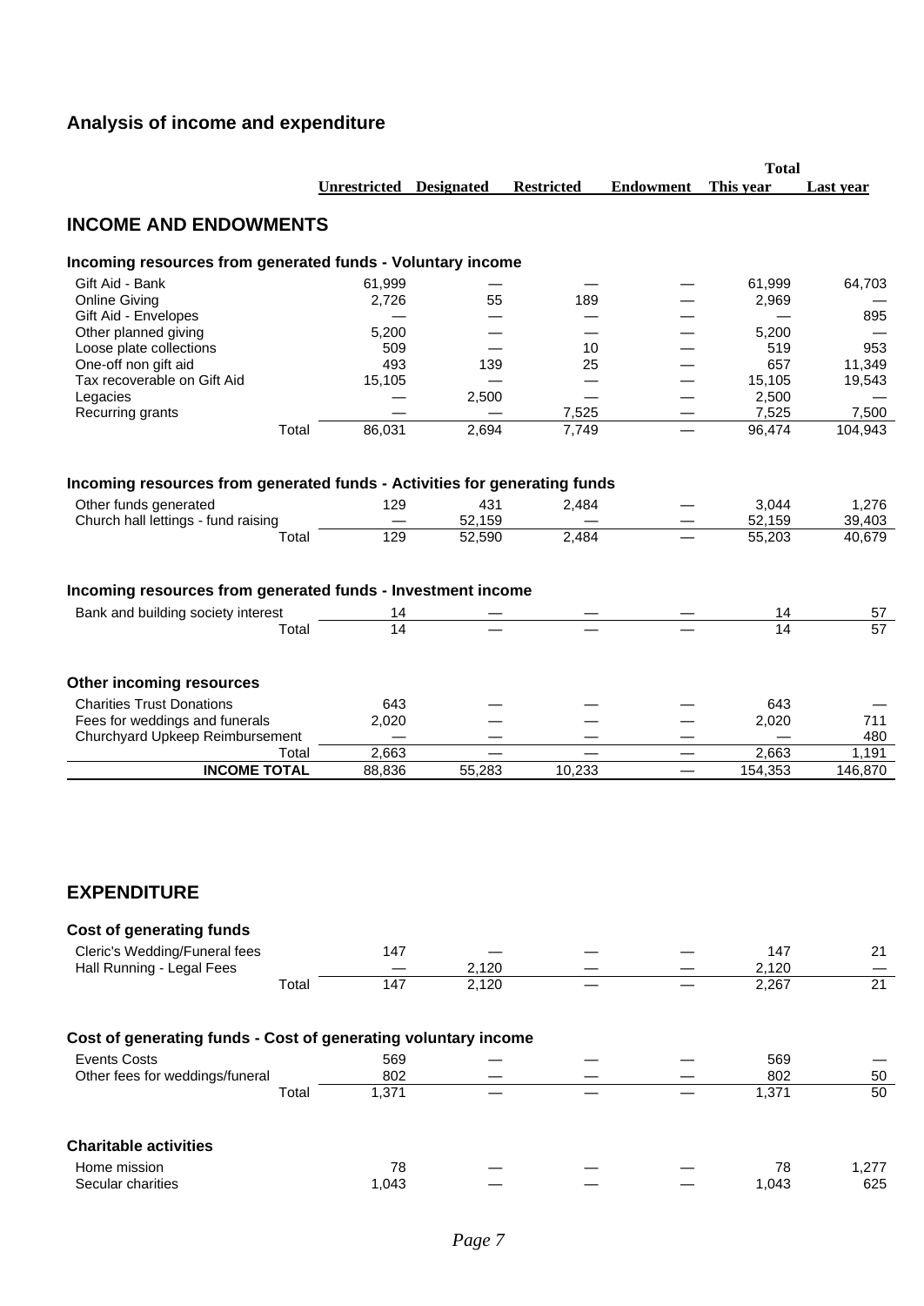## Analysis of income and expenditure

| | Unrestricted | Designated | Restricted | Endowment | Total This year | Total Last year |
|---|---|---|---|---|---|---|
| **INCOME AND ENDOWMENTS** | | | | | | |
| **Incoming resources from generated funds - Voluntary income** | | | | | | |
| Gift Aid - Bank | 61,999 | — | — | — | 61,999 | 64,703 |
| Online Giving | 2,726 | 55 | 189 | — | 2,969 | — |
| Gift Aid - Envelopes | — | — | — | — | — | 895 |
| Other planned giving | 5,200 | — | — | — | 5,200 | — |
| Loose plate collections | 509 | — | 10 | — | 519 | 953 |
| One-off non gift aid | 493 | 139 | 25 | — | 657 | 11,349 |
| Tax recoverable on Gift Aid | 15,105 | — | — | — | 15,105 | 19,543 |
| Legacies | — | 2,500 | — | — | 2,500 | — |
| Recurring grants | — | — | 7,525 | — | 7,525 | 7,500 |
| Total | 86,031 | 2,694 | 7,749 | — | 96,474 | 104,943 |
| **Incoming resources from generated funds - Activities for generating funds** | | | | | | |
| Other funds generated | 129 | 431 | 2,484 | — | 3,044 | 1,276 |
| Church hall lettings - fund raising | — | 52,159 | — | — | 52,159 | 39,403 |
| Total | 129 | 52,590 | 2,484 | — | 55,203 | 40,679 |
| **Incoming resources from generated funds - Investment income** | | | | | | |
| Bank and building society interest | 14 | — | — | — | 14 | 57 |
| Total | 14 | — | — | — | 14 | 57 |
| **Other incoming resources** | | | | | | |
| Charities Trust Donations | 643 | — | — | — | 643 | — |
| Fees for weddings and funerals | 2,020 | — | — | — | 2,020 | 711 |
| Churchyard Upkeep Reimbursement | — | — | — | — | — | 480 |
| Total | 2,663 | — | — | — | 2,663 | 1,191 |
| **INCOME TOTAL** | 88,836 | 55,283 | 10,233 | — | 154,353 | 146,870 |

## EXPENDITURE

| | Unrestricted | Designated | Restricted | Endowment | Total This year | Total Last year |
|---|---|---|---|---|---|---|
| **Cost of generating funds** | | | | | | |
| Cleric's Wedding/Funeral fees | 147 | — | — | — | 147 | 21 |
| Hall Running - Legal Fees | — | 2,120 | — | — | 2,120 | — |
| Total | 147 | 2,120 | — | — | 2,267 | 21 |
| **Cost of generating funds - Cost of generating voluntary income** | | | | | | |
| Events Costs | 569 | — | — | — | 569 | — |
| Other fees for weddings/funeral | 802 | — | — | — | 802 | 50 |
| Total | 1,371 | — | — | — | 1,371 | 50 |
| **Charitable activities** | | | | | | |
| Home mission | 78 | — | — | — | 78 | 1,277 |
| Secular charities | 1,043 | — | — | — | 1,043 | 625 |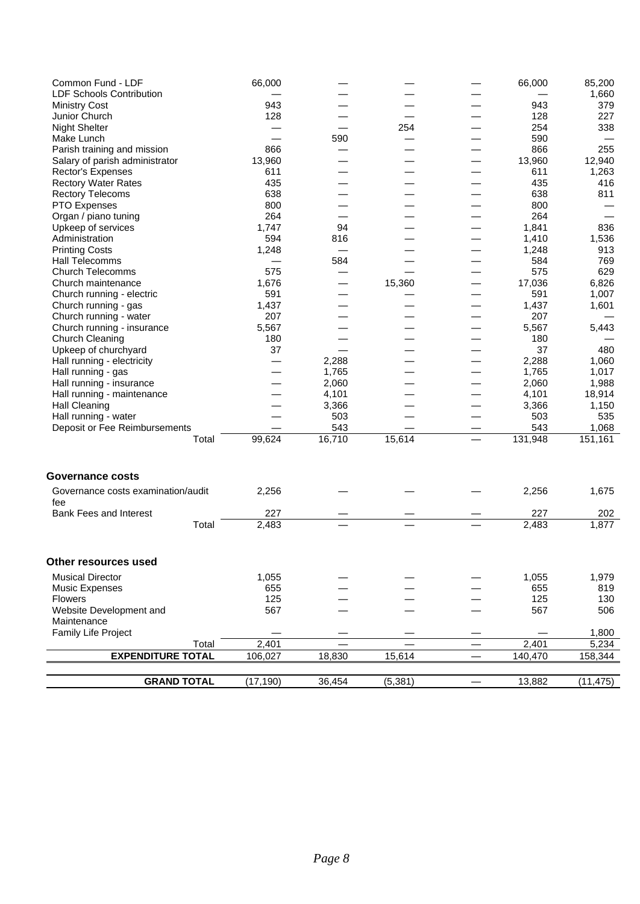| | | | | | | |
|---|---|---|---|---|---|---|
| Common Fund - LDF | 66,000 | — | — | — | 66,000 | 85,200 |
| LDF Schools Contribution | — | — | — | — | — | 1,660 |
| Ministry Cost | 943 | — | — | — | 943 | 379 |
| Junior Church | 128 | — | — | — | 128 | 227 |
| Night Shelter | — | — | 254 | — | 254 | 338 |
| Make Lunch | — | 590 | — | — | 590 | — |
| Parish training and mission | 866 | — | — | — | 866 | 255 |
| Salary of parish administrator | 13,960 | — | — | — | 13,960 | 12,940 |
| Rector's Expenses | 611 | — | — | — | 611 | 1,263 |
| Rectory Water Rates | 435 | — | — | — | 435 | 416 |
| Rectory Telecoms | 638 | — | — | — | 638 | 811 |
| PTO Expenses | 800 | — | — | — | 800 | — |
| Organ / piano tuning | 264 | — | — | — | 264 | — |
| Upkeep of services | 1,747 | 94 | — | — | 1,841 | 836 |
| Administration | 594 | 816 | — | — | 1,410 | 1,536 |
| Printing Costs | 1,248 | — | — | — | 1,248 | 913 |
| Hall Telecomms | — | 584 | — | — | 584 | 769 |
| Church Telecomms | 575 | — | — | — | 575 | 629 |
| Church maintenance | 1,676 | — | 15,360 | — | 17,036 | 6,826 |
| Church running - electric | 591 | — | — | — | 591 | 1,007 |
| Church running - gas | 1,437 | — | — | — | 1,437 | 1,601 |
| Church running - water | 207 | — | — | — | 207 | — |
| Church running - insurance | 5,567 | — | — | — | 5,567 | 5,443 |
| Church Cleaning | 180 | — | — | — | 180 | — |
| Upkeep of churchyard | 37 | — | — | — | 37 | 480 |
| Hall running - electricity | — | 2,288 | — | — | 2,288 | 1,060 |
| Hall running - gas | — | 1,765 | — | — | 1,765 | 1,017 |
| Hall running - insurance | — | 2,060 | — | — | 2,060 | 1,988 |
| Hall running - maintenance | — | 4,101 | — | — | 4,101 | 18,914 |
| Hall Cleaning | — | 3,366 | — | — | 3,366 | 1,150 |
| Hall running - water | — | 503 | — | — | 503 | 535 |
| Deposit or Fee Reimbursements | — | 543 | — | — | 543 | 1,068 |
| Total | 99,624 | 16,710 | 15,614 | — | 131,948 | 151,161 |

**Governance costs**

| | | | | | | |
|---|---|---|---|---|---|---|
| Governance costs examination/audit fee | 2,256 | — | — | — | 2,256 | 1,675 |
| Bank Fees and Interest | 227 | — | — | — | 227 | 202 |
| Total | 2,483 | — | — | — | 2,483 | 1,877 |

**Other resources used**

| | | | | | | |
|---|---|---|---|---|---|---|
| Musical Director | 1,055 | — | — | — | 1,055 | 1,979 |
| Music Expenses | 655 | — | — | — | 655 | 819 |
| Flowers | 125 | — | — | — | 125 | 130 |
| Website Development and Maintenance | 567 | — | — | — | 567 | 506 |
| Family Life Project | — | — | — | — | — | 1,800 |
| Total | 2,401 | — | — | — | 2,401 | 5,234 |
| **EXPENDITURE TOTAL** | 106,027 | 18,830 | 15,614 | — | 140,470 | 158,344 |
| **GRAND TOTAL** | (17,190) | 36,454 | (5,381) | — | 13,882 | (11,475) |